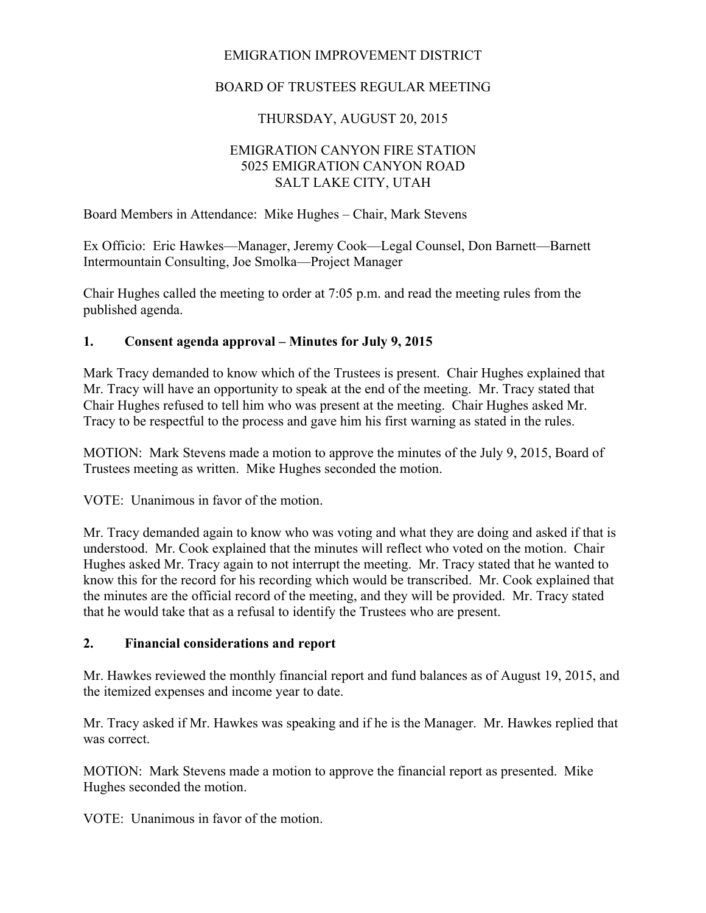EMIGRATION IMPROVEMENT DISTRICT

BOARD OF TRUSTEES REGULAR MEETING

THURSDAY, AUGUST 20, 2015

EMIGRATION CANYON FIRE STATION
5025 EMIGRATION CANYON ROAD
SALT LAKE CITY, UTAH

Board Members in Attendance: Mike Hughes – Chair, Mark Stevens

Ex Officio: Eric Hawkes—Manager, Jeremy Cook—Legal Counsel, Don Barnett—Barnett Intermountain Consulting, Joe Smolka—Project Manager

Chair Hughes called the meeting to order at 7:05 p.m. and read the meeting rules from the published agenda.

## 1. Consent agenda approval – Minutes for July 9, 2015

Mark Tracy demanded to know which of the Trustees is present. Chair Hughes explained that Mr. Tracy will have an opportunity to speak at the end of the meeting. Mr. Tracy stated that Chair Hughes refused to tell him who was present at the meeting. Chair Hughes asked Mr. Tracy to be respectful to the process and gave him his first warning as stated in the rules.

MOTION: Mark Stevens made a motion to approve the minutes of the July 9, 2015, Board of Trustees meeting as written. Mike Hughes seconded the motion.

VOTE: Unanimous in favor of the motion.

Mr. Tracy demanded again to know who was voting and what they are doing and asked if that is understood. Mr. Cook explained that the minutes will reflect who voted on the motion. Chair Hughes asked Mr. Tracy again to not interrupt the meeting. Mr. Tracy stated that he wanted to know this for the record for his recording which would be transcribed. Mr. Cook explained that the minutes are the official record of the meeting, and they will be provided. Mr. Tracy stated that he would take that as a refusal to identify the Trustees who are present.

## 2. Financial considerations and report

Mr. Hawkes reviewed the monthly financial report and fund balances as of August 19, 2015, and the itemized expenses and income year to date.

Mr. Tracy asked if Mr. Hawkes was speaking and if he is the Manager. Mr. Hawkes replied that was correct.

MOTION: Mark Stevens made a motion to approve the financial report as presented. Mike Hughes seconded the motion.

VOTE: Unanimous in favor of the motion.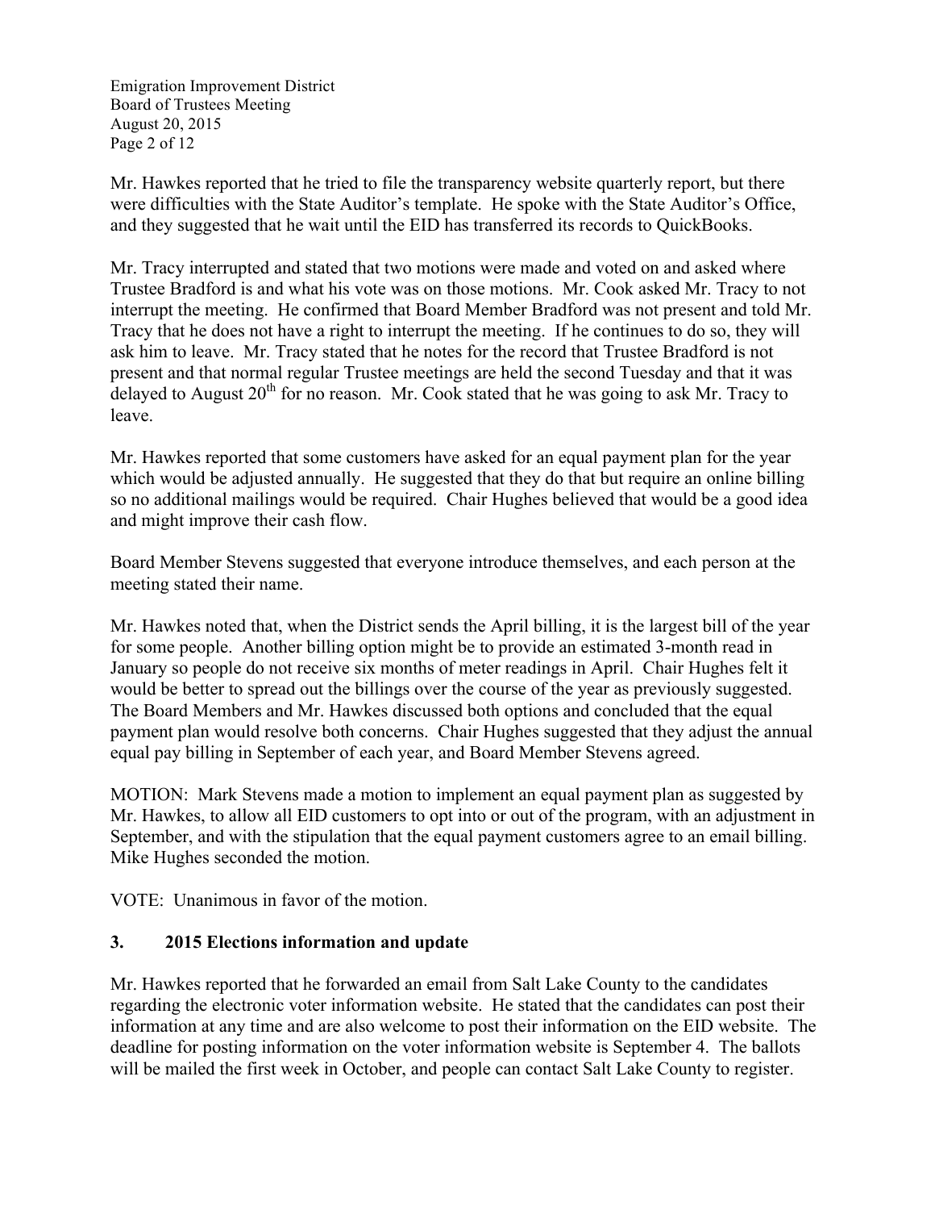Mr. Hawkes reported that he tried to file the transparency website quarterly report, but there were difficulties with the State Auditor's template. He spoke with the State Auditor's Office, and they suggested that he wait until the EID has transferred its records to QuickBooks.

Mr. Tracy interrupted and stated that two motions were made and voted on and asked where Trustee Bradford is and what his vote was on those motions. Mr. Cook asked Mr. Tracy to not interrupt the meeting. He confirmed that Board Member Bradford was not present and told Mr. Tracy that he does not have a right to interrupt the meeting. If he continues to do so, they will ask him to leave. Mr. Tracy stated that he notes for the record that Trustee Bradford is not present and that normal regular Trustee meetings are held the second Tuesday and that it was delayed to August 20th for no reason. Mr. Cook stated that he was going to ask Mr. Tracy to leave.

Mr. Hawkes reported that some customers have asked for an equal payment plan for the year which would be adjusted annually. He suggested that they do that but require an online billing so no additional mailings would be required. Chair Hughes believed that would be a good idea and might improve their cash flow.

Board Member Stevens suggested that everyone introduce themselves, and each person at the meeting stated their name.

Mr. Hawkes noted that, when the District sends the April billing, it is the largest bill of the year for some people. Another billing option might be to provide an estimated 3-month read in January so people do not receive six months of meter readings in April. Chair Hughes felt it would be better to spread out the billings over the course of the year as previously suggested. The Board Members and Mr. Hawkes discussed both options and concluded that the equal payment plan would resolve both concerns. Chair Hughes suggested that they adjust the annual equal pay billing in September of each year, and Board Member Stevens agreed.

MOTION: Mark Stevens made a motion to implement an equal payment plan as suggested by Mr. Hawkes, to allow all EID customers to opt into or out of the program, with an adjustment in September, and with the stipulation that the equal payment customers agree to an email billing. Mike Hughes seconded the motion.

VOTE: Unanimous in favor of the motion.

### 3. 2015 Elections information and update

Mr. Hawkes reported that he forwarded an email from Salt Lake County to the candidates regarding the electronic voter information website. He stated that the candidates can post their information at any time and are also welcome to post their information on the EID website. The deadline for posting information on the voter information website is September 4. The ballots will be mailed the first week in October, and people can contact Salt Lake County to register.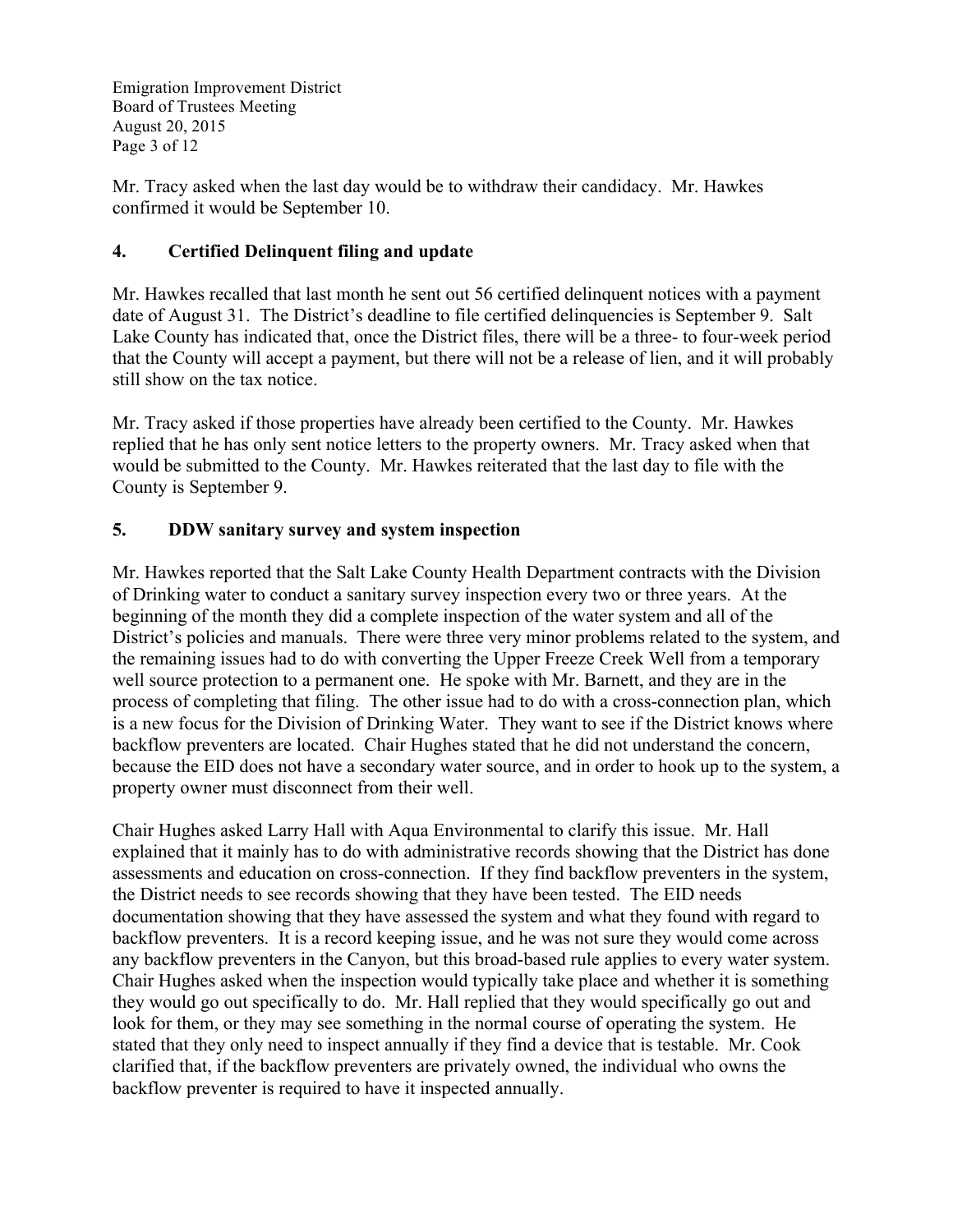Mr. Tracy asked when the last day would be to withdraw their candidacy. Mr. Hawkes confirmed it would be September 10.

## 4. Certified Delinquent filing and update

Mr. Hawkes recalled that last month he sent out 56 certified delinquent notices with a payment date of August 31. The District's deadline to file certified delinquencies is September 9. Salt Lake County has indicated that, once the District files, there will be a three- to four-week period that the County will accept a payment, but there will not be a release of lien, and it will probably still show on the tax notice.

Mr. Tracy asked if those properties have already been certified to the County. Mr. Hawkes replied that he has only sent notice letters to the property owners. Mr. Tracy asked when that would be submitted to the County. Mr. Hawkes reiterated that the last day to file with the County is September 9.

## 5. DDW sanitary survey and system inspection

Mr. Hawkes reported that the Salt Lake County Health Department contracts with the Division of Drinking water to conduct a sanitary survey inspection every two or three years. At the beginning of the month they did a complete inspection of the water system and all of the District's policies and manuals. There were three very minor problems related to the system, and the remaining issues had to do with converting the Upper Freeze Creek Well from a temporary well source protection to a permanent one. He spoke with Mr. Barnett, and they are in the process of completing that filing. The other issue had to do with a cross-connection plan, which is a new focus for the Division of Drinking Water. They want to see if the District knows where backflow preventers are located. Chair Hughes stated that he did not understand the concern, because the EID does not have a secondary water source, and in order to hook up to the system, a property owner must disconnect from their well.

Chair Hughes asked Larry Hall with Aqua Environmental to clarify this issue. Mr. Hall explained that it mainly has to do with administrative records showing that the District has done assessments and education on cross-connection. If they find backflow preventers in the system, the District needs to see records showing that they have been tested. The EID needs documentation showing that they have assessed the system and what they found with regard to backflow preventers. It is a record keeping issue, and he was not sure they would come across any backflow preventers in the Canyon, but this broad-based rule applies to every water system. Chair Hughes asked when the inspection would typically take place and whether it is something they would go out specifically to do. Mr. Hall replied that they would specifically go out and look for them, or they may see something in the normal course of operating the system. He stated that they only need to inspect annually if they find a device that is testable. Mr. Cook clarified that, if the backflow preventers are privately owned, the individual who owns the backflow preventer is required to have it inspected annually.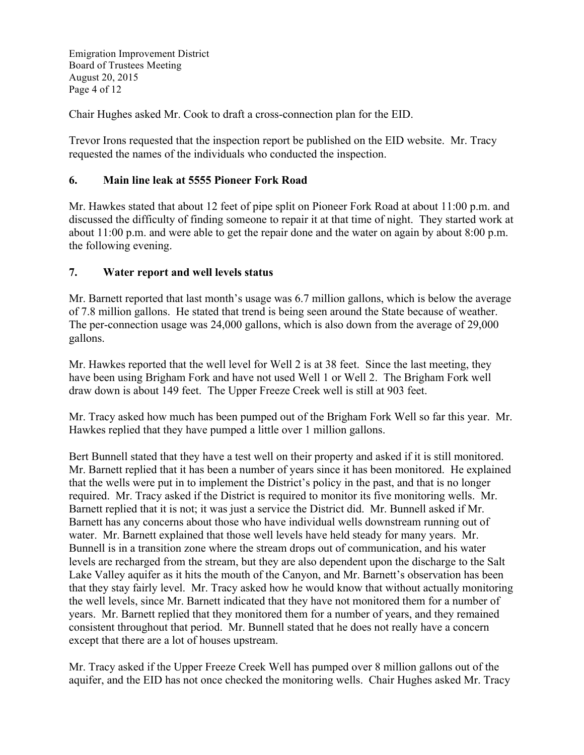Chair Hughes asked Mr. Cook to draft a cross-connection plan for the EID.

Trevor Irons requested that the inspection report be published on the EID website. Mr. Tracy requested the names of the individuals who conducted the inspection.

## 6. Main line leak at 5555 Pioneer Fork Road

Mr. Hawkes stated that about 12 feet of pipe split on Pioneer Fork Road at about 11:00 p.m. and discussed the difficulty of finding someone to repair it at that time of night. They started work at about 11:00 p.m. and were able to get the repair done and the water on again by about 8:00 p.m. the following evening.

## 7. Water report and well levels status

Mr. Barnett reported that last month's usage was 6.7 million gallons, which is below the average of 7.8 million gallons. He stated that trend is being seen around the State because of weather. The per-connection usage was 24,000 gallons, which is also down from the average of 29,000 gallons.

Mr. Hawkes reported that the well level for Well 2 is at 38 feet. Since the last meeting, they have been using Brigham Fork and have not used Well 1 or Well 2. The Brigham Fork well draw down is about 149 feet. The Upper Freeze Creek well is still at 903 feet.

Mr. Tracy asked how much has been pumped out of the Brigham Fork Well so far this year. Mr. Hawkes replied that they have pumped a little over 1 million gallons.

Bert Bunnell stated that they have a test well on their property and asked if it is still monitored. Mr. Barnett replied that it has been a number of years since it has been monitored. He explained that the wells were put in to implement the District's policy in the past, and that is no longer required. Mr. Tracy asked if the District is required to monitor its five monitoring wells. Mr. Barnett replied that it is not; it was just a service the District did. Mr. Bunnell asked if Mr. Barnett has any concerns about those who have individual wells downstream running out of water. Mr. Barnett explained that those well levels have held steady for many years. Mr. Bunnell is in a transition zone where the stream drops out of communication, and his water levels are recharged from the stream, but they are also dependent upon the discharge to the Salt Lake Valley aquifer as it hits the mouth of the Canyon, and Mr. Barnett's observation has been that they stay fairly level. Mr. Tracy asked how he would know that without actually monitoring the well levels, since Mr. Barnett indicated that they have not monitored them for a number of years. Mr. Barnett replied that they monitored them for a number of years, and they remained consistent throughout that period. Mr. Bunnell stated that he does not really have a concern except that there are a lot of houses upstream.

Mr. Tracy asked if the Upper Freeze Creek Well has pumped over 8 million gallons out of the aquifer, and the EID has not once checked the monitoring wells. Chair Hughes asked Mr. Tracy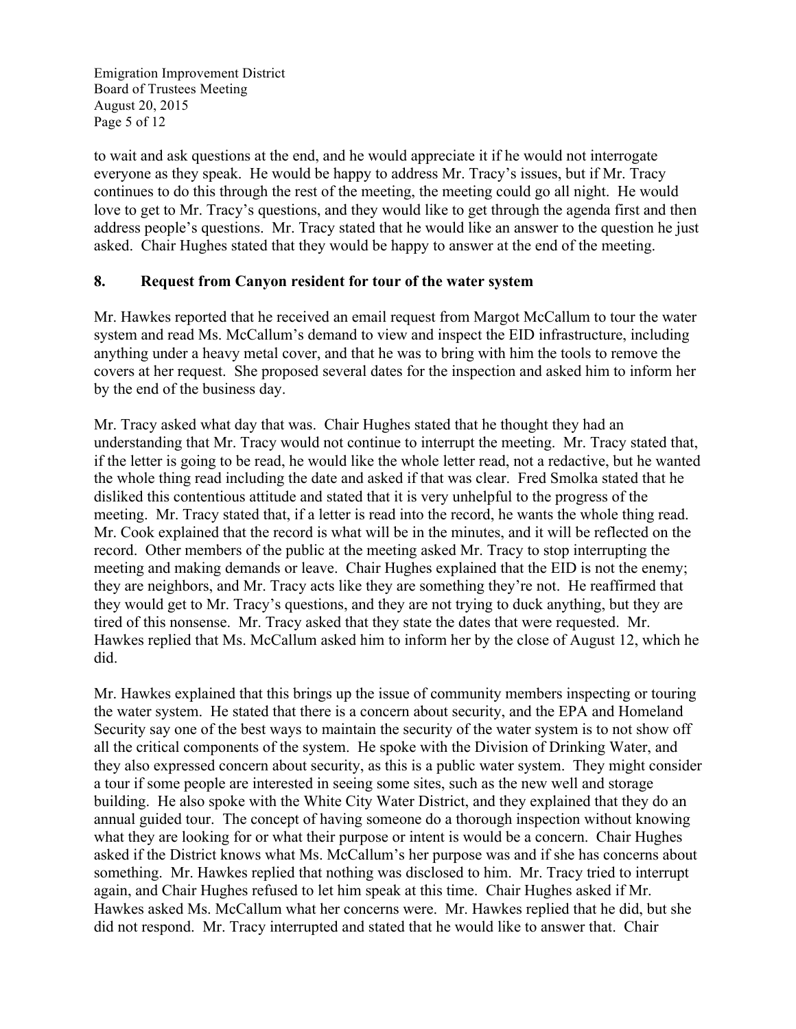to wait and ask questions at the end, and he would appreciate it if he would not interrogate everyone as they speak. He would be happy to address Mr. Tracy's issues, but if Mr. Tracy continues to do this through the rest of the meeting, the meeting could go all night. He would love to get to Mr. Tracy's questions, and they would like to get through the agenda first and then address people's questions. Mr. Tracy stated that he would like an answer to the question he just asked. Chair Hughes stated that they would be happy to answer at the end of the meeting.

## 8. Request from Canyon resident for tour of the water system

Mr. Hawkes reported that he received an email request from Margot McCallum to tour the water system and read Ms. McCallum's demand to view and inspect the EID infrastructure, including anything under a heavy metal cover, and that he was to bring with him the tools to remove the covers at her request. She proposed several dates for the inspection and asked him to inform her by the end of the business day.

Mr. Tracy asked what day that was. Chair Hughes stated that he thought they had an understanding that Mr. Tracy would not continue to interrupt the meeting. Mr. Tracy stated that, if the letter is going to be read, he would like the whole letter read, not a redactive, but he wanted the whole thing read including the date and asked if that was clear. Fred Smolka stated that he disliked this contentious attitude and stated that it is very unhelpful to the progress of the meeting. Mr. Tracy stated that, if a letter is read into the record, he wants the whole thing read. Mr. Cook explained that the record is what will be in the minutes, and it will be reflected on the record. Other members of the public at the meeting asked Mr. Tracy to stop interrupting the meeting and making demands or leave. Chair Hughes explained that the EID is not the enemy; they are neighbors, and Mr. Tracy acts like they are something they're not. He reaffirmed that they would get to Mr. Tracy's questions, and they are not trying to duck anything, but they are tired of this nonsense. Mr. Tracy asked that they state the dates that were requested. Mr. Hawkes replied that Ms. McCallum asked him to inform her by the close of August 12, which he did.

Mr. Hawkes explained that this brings up the issue of community members inspecting or touring the water system. He stated that there is a concern about security, and the EPA and Homeland Security say one of the best ways to maintain the security of the water system is to not show off all the critical components of the system. He spoke with the Division of Drinking Water, and they also expressed concern about security, as this is a public water system. They might consider a tour if some people are interested in seeing some sites, such as the new well and storage building. He also spoke with the White City Water District, and they explained that they do an annual guided tour. The concept of having someone do a thorough inspection without knowing what they are looking for or what their purpose or intent is would be a concern. Chair Hughes asked if the District knows what Ms. McCallum's her purpose was and if she has concerns about something. Mr. Hawkes replied that nothing was disclosed to him. Mr. Tracy tried to interrupt again, and Chair Hughes refused to let him speak at this time. Chair Hughes asked if Mr. Hawkes asked Ms. McCallum what her concerns were. Mr. Hawkes replied that he did, but she did not respond. Mr. Tracy interrupted and stated that he would like to answer that. Chair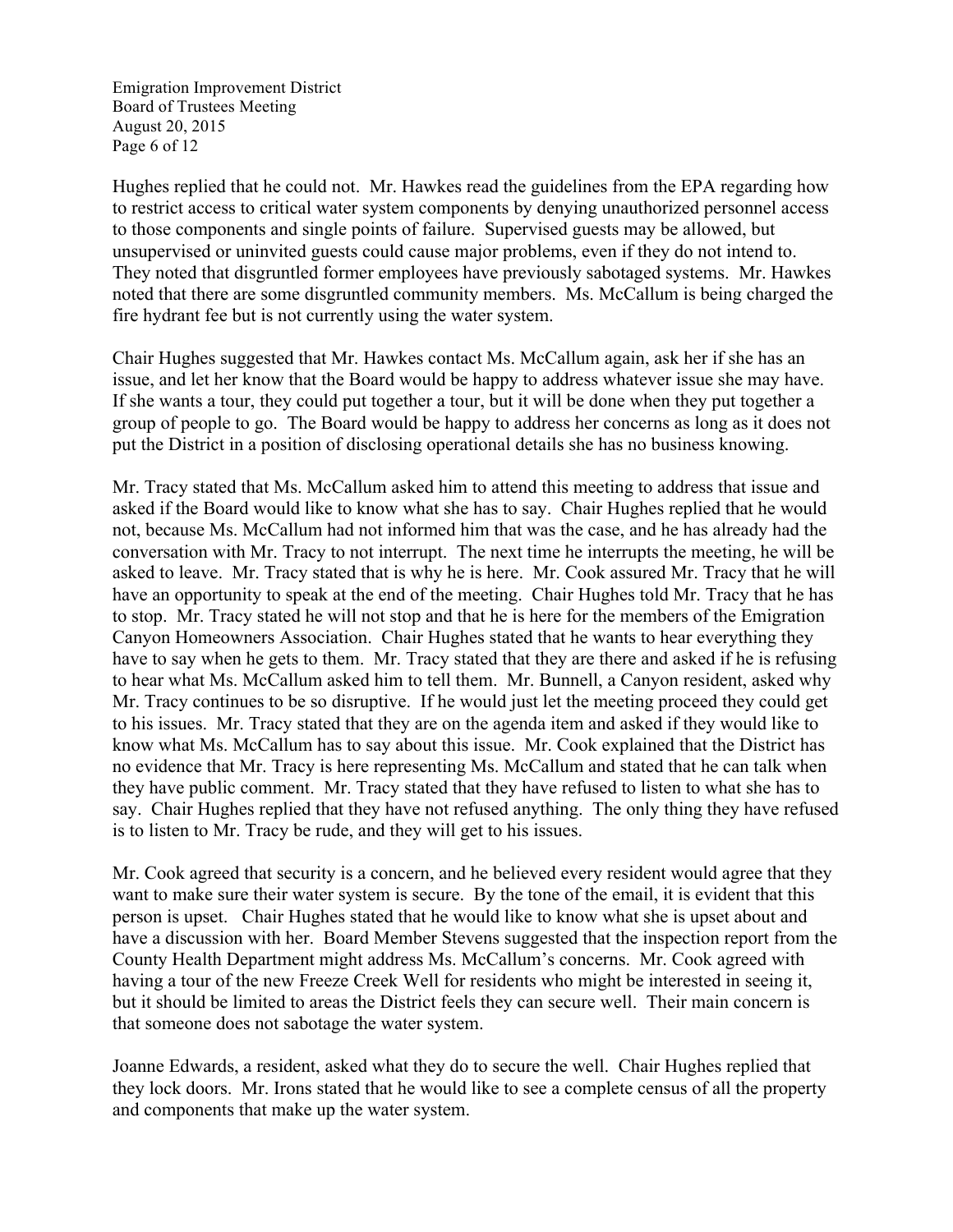Hughes replied that he could not. Mr. Hawkes read the guidelines from the EPA regarding how to restrict access to critical water system components by denying unauthorized personnel access to those components and single points of failure. Supervised guests may be allowed, but unsupervised or uninvited guests could cause major problems, even if they do not intend to. They noted that disgruntled former employees have previously sabotaged systems. Mr. Hawkes noted that there are some disgruntled community members. Ms. McCallum is being charged the fire hydrant fee but is not currently using the water system.

Chair Hughes suggested that Mr. Hawkes contact Ms. McCallum again, ask her if she has an issue, and let her know that the Board would be happy to address whatever issue she may have. If she wants a tour, they could put together a tour, but it will be done when they put together a group of people to go. The Board would be happy to address her concerns as long as it does not put the District in a position of disclosing operational details she has no business knowing.

Mr. Tracy stated that Ms. McCallum asked him to attend this meeting to address that issue and asked if the Board would like to know what she has to say. Chair Hughes replied that he would not, because Ms. McCallum had not informed him that was the case, and he has already had the conversation with Mr. Tracy to not interrupt. The next time he interrupts the meeting, he will be asked to leave. Mr. Tracy stated that is why he is here. Mr. Cook assured Mr. Tracy that he will have an opportunity to speak at the end of the meeting. Chair Hughes told Mr. Tracy that he has to stop. Mr. Tracy stated he will not stop and that he is here for the members of the Emigration Canyon Homeowners Association. Chair Hughes stated that he wants to hear everything they have to say when he gets to them. Mr. Tracy stated that they are there and asked if he is refusing to hear what Ms. McCallum asked him to tell them. Mr. Bunnell, a Canyon resident, asked why Mr. Tracy continues to be so disruptive. If he would just let the meeting proceed they could get to his issues. Mr. Tracy stated that they are on the agenda item and asked if they would like to know what Ms. McCallum has to say about this issue. Mr. Cook explained that the District has no evidence that Mr. Tracy is here representing Ms. McCallum and stated that he can talk when they have public comment. Mr. Tracy stated that they have refused to listen to what she has to say. Chair Hughes replied that they have not refused anything. The only thing they have refused is to listen to Mr. Tracy be rude, and they will get to his issues.

Mr. Cook agreed that security is a concern, and he believed every resident would agree that they want to make sure their water system is secure. By the tone of the email, it is evident that this person is upset. Chair Hughes stated that he would like to know what she is upset about and have a discussion with her. Board Member Stevens suggested that the inspection report from the County Health Department might address Ms. McCallum's concerns. Mr. Cook agreed with having a tour of the new Freeze Creek Well for residents who might be interested in seeing it, but it should be limited to areas the District feels they can secure well. Their main concern is that someone does not sabotage the water system.

Joanne Edwards, a resident, asked what they do to secure the well. Chair Hughes replied that they lock doors. Mr. Irons stated that he would like to see a complete census of all the property and components that make up the water system.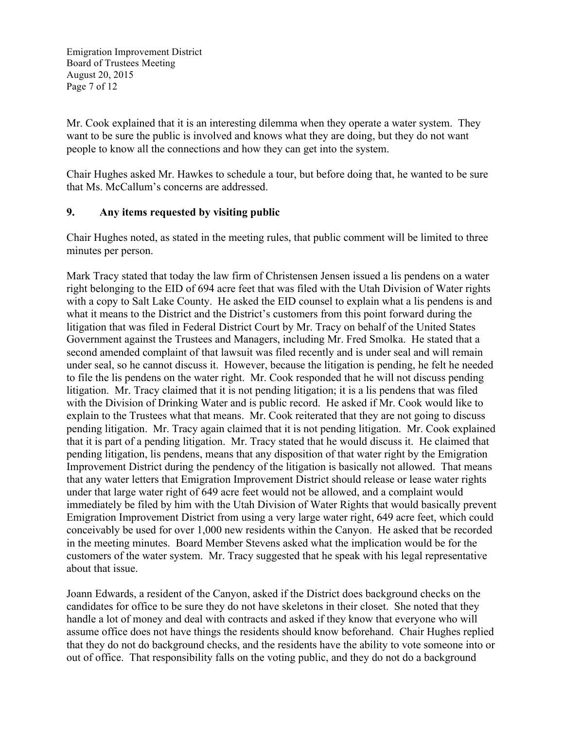Mr. Cook explained that it is an interesting dilemma when they operate a water system. They want to be sure the public is involved and knows what they are doing, but they do not want people to know all the connections and how they can get into the system.

Chair Hughes asked Mr. Hawkes to schedule a tour, but before doing that, he wanted to be sure that Ms. McCallum's concerns are addressed.

## 9. Any items requested by visiting public

Chair Hughes noted, as stated in the meeting rules, that public comment will be limited to three minutes per person.

Mark Tracy stated that today the law firm of Christensen Jensen issued a lis pendens on a water right belonging to the EID of 694 acre feet that was filed with the Utah Division of Water rights with a copy to Salt Lake County. He asked the EID counsel to explain what a lis pendens is and what it means to the District and the District's customers from this point forward during the litigation that was filed in Federal District Court by Mr. Tracy on behalf of the United States Government against the Trustees and Managers, including Mr. Fred Smolka. He stated that a second amended complaint of that lawsuit was filed recently and is under seal and will remain under seal, so he cannot discuss it. However, because the litigation is pending, he felt he needed to file the lis pendens on the water right. Mr. Cook responded that he will not discuss pending litigation. Mr. Tracy claimed that it is not pending litigation; it is a lis pendens that was filed with the Division of Drinking Water and is public record. He asked if Mr. Cook would like to explain to the Trustees what that means. Mr. Cook reiterated that they are not going to discuss pending litigation. Mr. Tracy again claimed that it is not pending litigation. Mr. Cook explained that it is part of a pending litigation. Mr. Tracy stated that he would discuss it. He claimed that pending litigation, lis pendens, means that any disposition of that water right by the Emigration Improvement District during the pendency of the litigation is basically not allowed. That means that any water letters that Emigration Improvement District should release or lease water rights under that large water right of 649 acre feet would not be allowed, and a complaint would immediately be filed by him with the Utah Division of Water Rights that would basically prevent Emigration Improvement District from using a very large water right, 649 acre feet, which could conceivably be used for over 1,000 new residents within the Canyon. He asked that be recorded in the meeting minutes. Board Member Stevens asked what the implication would be for the customers of the water system. Mr. Tracy suggested that he speak with his legal representative about that issue.

Joann Edwards, a resident of the Canyon, asked if the District does background checks on the candidates for office to be sure they do not have skeletons in their closet. She noted that they handle a lot of money and deal with contracts and asked if they know that everyone who will assume office does not have things the residents should know beforehand. Chair Hughes replied that they do not do background checks, and the residents have the ability to vote someone into or out of office. That responsibility falls on the voting public, and they do not do a background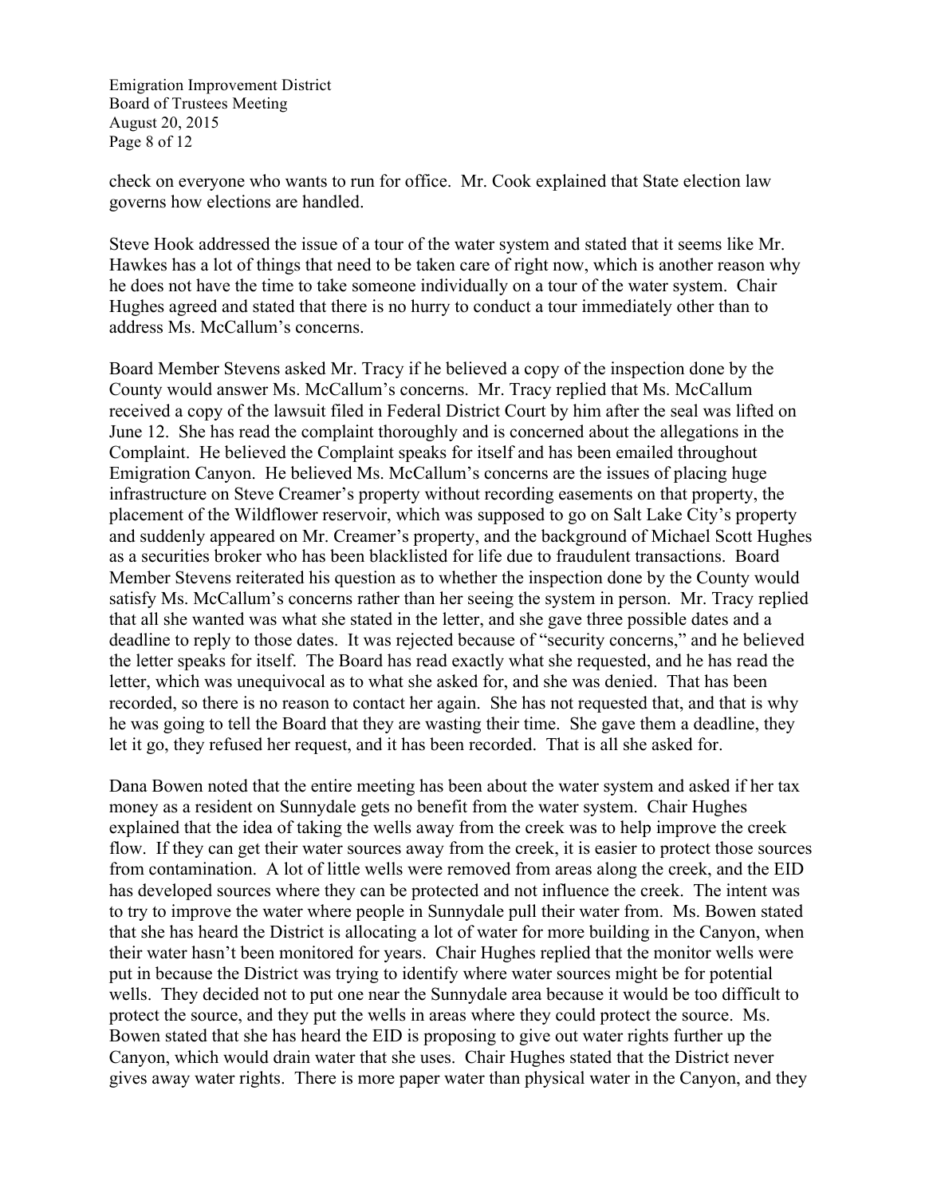check on everyone who wants to run for office. Mr. Cook explained that State election law governs how elections are handled.

Steve Hook addressed the issue of a tour of the water system and stated that it seems like Mr. Hawkes has a lot of things that need to be taken care of right now, which is another reason why he does not have the time to take someone individually on a tour of the water system. Chair Hughes agreed and stated that there is no hurry to conduct a tour immediately other than to address Ms. McCallum's concerns.

Board Member Stevens asked Mr. Tracy if he believed a copy of the inspection done by the County would answer Ms. McCallum's concerns. Mr. Tracy replied that Ms. McCallum received a copy of the lawsuit filed in Federal District Court by him after the seal was lifted on June 12. She has read the complaint thoroughly and is concerned about the allegations in the Complaint. He believed the Complaint speaks for itself and has been emailed throughout Emigration Canyon. He believed Ms. McCallum's concerns are the issues of placing huge infrastructure on Steve Creamer's property without recording easements on that property, the placement of the Wildflower reservoir, which was supposed to go on Salt Lake City's property and suddenly appeared on Mr. Creamer's property, and the background of Michael Scott Hughes as a securities broker who has been blacklisted for life due to fraudulent transactions. Board Member Stevens reiterated his question as to whether the inspection done by the County would satisfy Ms. McCallum's concerns rather than her seeing the system in person. Mr. Tracy replied that all she wanted was what she stated in the letter, and she gave three possible dates and a deadline to reply to those dates. It was rejected because of "security concerns," and he believed the letter speaks for itself. The Board has read exactly what she requested, and he has read the letter, which was unequivocal as to what she asked for, and she was denied. That has been recorded, so there is no reason to contact her again. She has not requested that, and that is why he was going to tell the Board that they are wasting their time. She gave them a deadline, they let it go, they refused her request, and it has been recorded. That is all she asked for.

Dana Bowen noted that the entire meeting has been about the water system and asked if her tax money as a resident on Sunnydale gets no benefit from the water system. Chair Hughes explained that the idea of taking the wells away from the creek was to help improve the creek flow. If they can get their water sources away from the creek, it is easier to protect those sources from contamination. A lot of little wells were removed from areas along the creek, and the EID has developed sources where they can be protected and not influence the creek. The intent was to try to improve the water where people in Sunnydale pull their water from. Ms. Bowen stated that she has heard the District is allocating a lot of water for more building in the Canyon, when their water hasn't been monitored for years. Chair Hughes replied that the monitor wells were put in because the District was trying to identify where water sources might be for potential wells. They decided not to put one near the Sunnydale area because it would be too difficult to protect the source, and they put the wells in areas where they could protect the source. Ms. Bowen stated that she has heard the EID is proposing to give out water rights further up the Canyon, which would drain water that she uses. Chair Hughes stated that the District never gives away water rights. There is more paper water than physical water in the Canyon, and they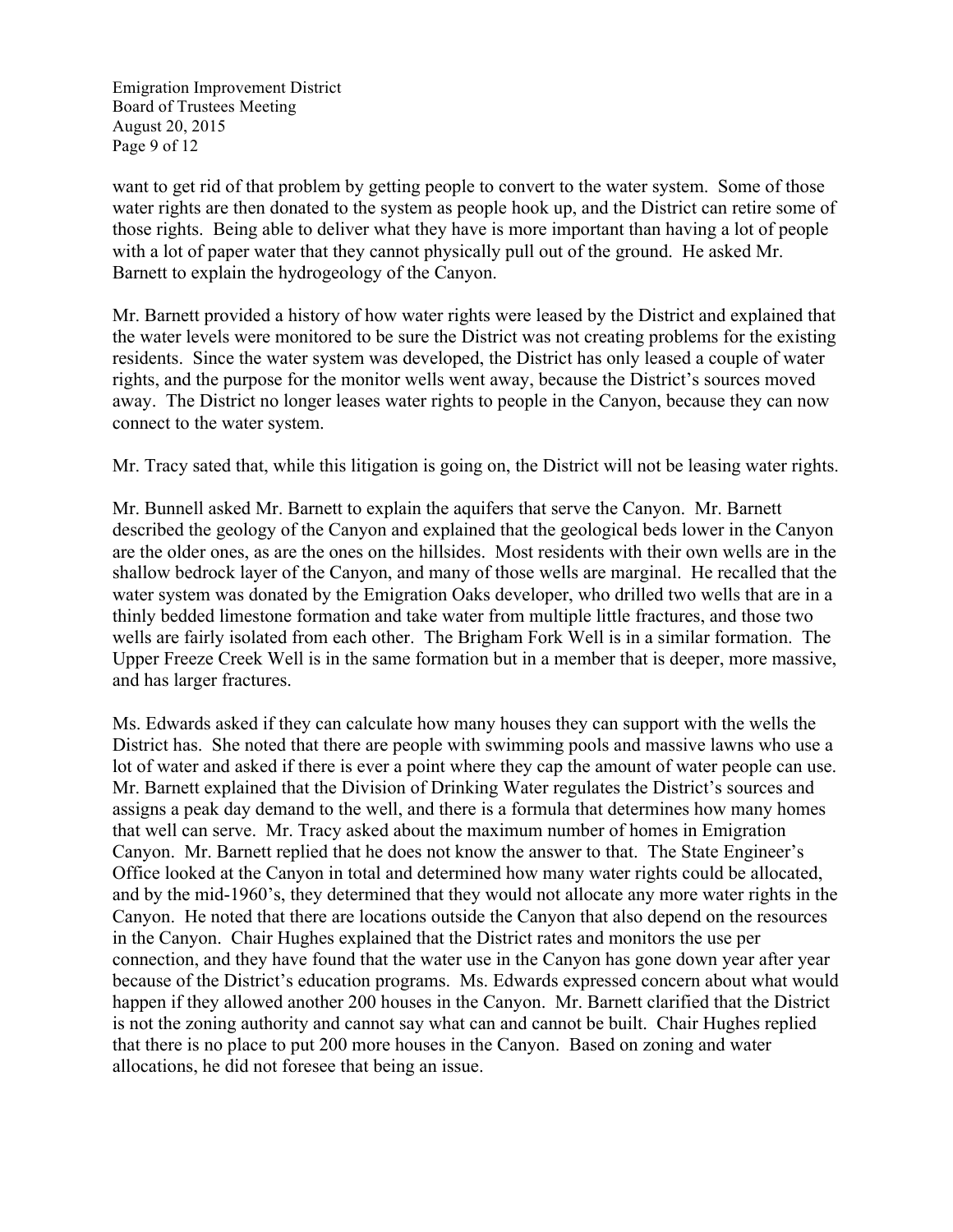want to get rid of that problem by getting people to convert to the water system. Some of those water rights are then donated to the system as people hook up, and the District can retire some of those rights. Being able to deliver what they have is more important than having a lot of people with a lot of paper water that they cannot physically pull out of the ground. He asked Mr. Barnett to explain the hydrogeology of the Canyon.

Mr. Barnett provided a history of how water rights were leased by the District and explained that the water levels were monitored to be sure the District was not creating problems for the existing residents. Since the water system was developed, the District has only leased a couple of water rights, and the purpose for the monitor wells went away, because the District's sources moved away. The District no longer leases water rights to people in the Canyon, because they can now connect to the water system.

Mr. Tracy sated that, while this litigation is going on, the District will not be leasing water rights.

Mr. Bunnell asked Mr. Barnett to explain the aquifers that serve the Canyon. Mr. Barnett described the geology of the Canyon and explained that the geological beds lower in the Canyon are the older ones, as are the ones on the hillsides. Most residents with their own wells are in the shallow bedrock layer of the Canyon, and many of those wells are marginal. He recalled that the water system was donated by the Emigration Oaks developer, who drilled two wells that are in a thinly bedded limestone formation and take water from multiple little fractures, and those two wells are fairly isolated from each other. The Brigham Fork Well is in a similar formation. The Upper Freeze Creek Well is in the same formation but in a member that is deeper, more massive, and has larger fractures.

Ms. Edwards asked if they can calculate how many houses they can support with the wells the District has. She noted that there are people with swimming pools and massive lawns who use a lot of water and asked if there is ever a point where they cap the amount of water people can use. Mr. Barnett explained that the Division of Drinking Water regulates the District's sources and assigns a peak day demand to the well, and there is a formula that determines how many homes that well can serve. Mr. Tracy asked about the maximum number of homes in Emigration Canyon. Mr. Barnett replied that he does not know the answer to that. The State Engineer's Office looked at the Canyon in total and determined how many water rights could be allocated, and by the mid-1960's, they determined that they would not allocate any more water rights in the Canyon. He noted that there are locations outside the Canyon that also depend on the resources in the Canyon. Chair Hughes explained that the District rates and monitors the use per connection, and they have found that the water use in the Canyon has gone down year after year because of the District's education programs. Ms. Edwards expressed concern about what would happen if they allowed another 200 houses in the Canyon. Mr. Barnett clarified that the District is not the zoning authority and cannot say what can and cannot be built. Chair Hughes replied that there is no place to put 200 more houses in the Canyon. Based on zoning and water allocations, he did not foresee that being an issue.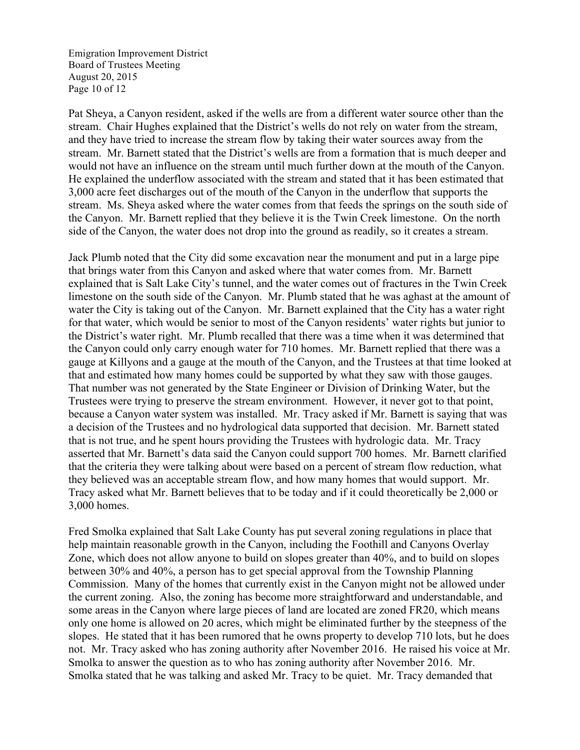Pat Sheya, a Canyon resident, asked if the wells are from a different water source other than the stream. Chair Hughes explained that the District's wells do not rely on water from the stream, and they have tried to increase the stream flow by taking their water sources away from the stream. Mr. Barnett stated that the District's wells are from a formation that is much deeper and would not have an influence on the stream until much further down at the mouth of the Canyon. He explained the underflow associated with the stream and stated that it has been estimated that 3,000 acre feet discharges out of the mouth of the Canyon in the underflow that supports the stream. Ms. Sheya asked where the water comes from that feeds the springs on the south side of the Canyon. Mr. Barnett replied that they believe it is the Twin Creek limestone. On the north side of the Canyon, the water does not drop into the ground as readily, so it creates a stream.

Jack Plumb noted that the City did some excavation near the monument and put in a large pipe that brings water from this Canyon and asked where that water comes from. Mr. Barnett explained that is Salt Lake City's tunnel, and the water comes out of fractures in the Twin Creek limestone on the south side of the Canyon. Mr. Plumb stated that he was aghast at the amount of water the City is taking out of the Canyon. Mr. Barnett explained that the City has a water right for that water, which would be senior to most of the Canyon residents' water rights but junior to the District's water right. Mr. Plumb recalled that there was a time when it was determined that the Canyon could only carry enough water for 710 homes. Mr. Barnett replied that there was a gauge at Killyons and a gauge at the mouth of the Canyon, and the Trustees at that time looked at that and estimated how many homes could be supported by what they saw with those gauges. That number was not generated by the State Engineer or Division of Drinking Water, but the Trustees were trying to preserve the stream environment. However, it never got to that point, because a Canyon water system was installed. Mr. Tracy asked if Mr. Barnett is saying that was a decision of the Trustees and no hydrological data supported that decision. Mr. Barnett stated that is not true, and he spent hours providing the Trustees with hydrologic data. Mr. Tracy asserted that Mr. Barnett's data said the Canyon could support 700 homes. Mr. Barnett clarified that the criteria they were talking about were based on a percent of stream flow reduction, what they believed was an acceptable stream flow, and how many homes that would support. Mr. Tracy asked what Mr. Barnett believes that to be today and if it could theoretically be 2,000 or 3,000 homes.

Fred Smolka explained that Salt Lake County has put several zoning regulations in place that help maintain reasonable growth in the Canyon, including the Foothill and Canyons Overlay Zone, which does not allow anyone to build on slopes greater than 40%, and to build on slopes between 30% and 40%, a person has to get special approval from the Township Planning Commission. Many of the homes that currently exist in the Canyon might not be allowed under the current zoning. Also, the zoning has become more straightforward and understandable, and some areas in the Canyon where large pieces of land are located are zoned FR20, which means only one home is allowed on 20 acres, which might be eliminated further by the steepness of the slopes. He stated that it has been rumored that he owns property to develop 710 lots, but he does not. Mr. Tracy asked who has zoning authority after November 2016. He raised his voice at Mr. Smolka to answer the question as to who has zoning authority after November 2016. Mr. Smolka stated that he was talking and asked Mr. Tracy to be quiet. Mr. Tracy demanded that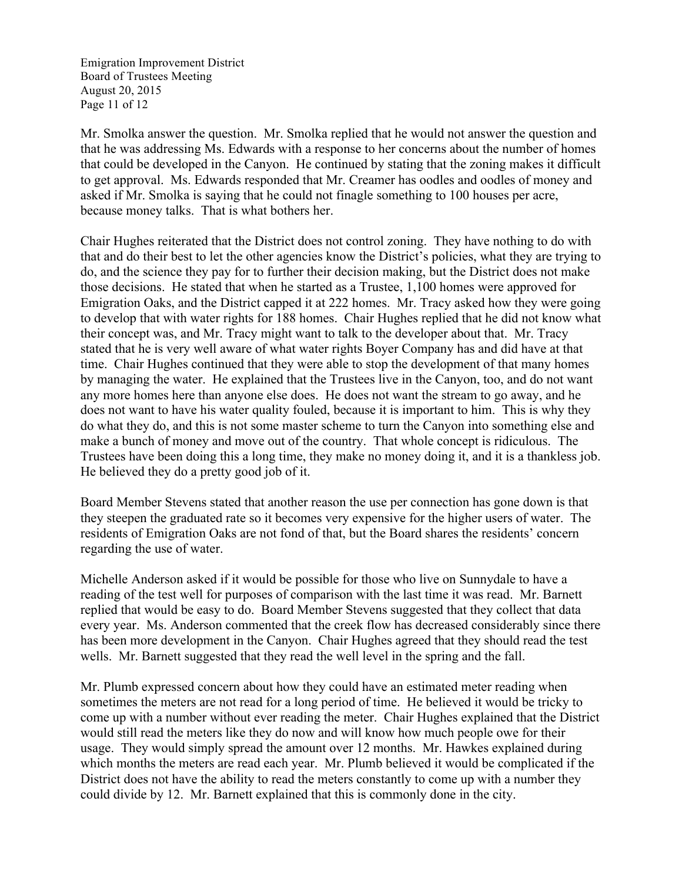Mr. Smolka answer the question. Mr. Smolka replied that he would not answer the question and that he was addressing Ms. Edwards with a response to her concerns about the number of homes that could be developed in the Canyon. He continued by stating that the zoning makes it difficult to get approval. Ms. Edwards responded that Mr. Creamer has oodles and oodles of money and asked if Mr. Smolka is saying that he could not finagle something to 100 houses per acre, because money talks. That is what bothers her.

Chair Hughes reiterated that the District does not control zoning. They have nothing to do with that and do their best to let the other agencies know the District's policies, what they are trying to do, and the science they pay for to further their decision making, but the District does not make those decisions. He stated that when he started as a Trustee, 1,100 homes were approved for Emigration Oaks, and the District capped it at 222 homes. Mr. Tracy asked how they were going to develop that with water rights for 188 homes. Chair Hughes replied that he did not know what their concept was, and Mr. Tracy might want to talk to the developer about that. Mr. Tracy stated that he is very well aware of what water rights Boyer Company has and did have at that time. Chair Hughes continued that they were able to stop the development of that many homes by managing the water. He explained that the Trustees live in the Canyon, too, and do not want any more homes here than anyone else does. He does not want the stream to go away, and he does not want to have his water quality fouled, because it is important to him. This is why they do what they do, and this is not some master scheme to turn the Canyon into something else and make a bunch of money and move out of the country. That whole concept is ridiculous. The Trustees have been doing this a long time, they make no money doing it, and it is a thankless job. He believed they do a pretty good job of it.

Board Member Stevens stated that another reason the use per connection has gone down is that they steepen the graduated rate so it becomes very expensive for the higher users of water. The residents of Emigration Oaks are not fond of that, but the Board shares the residents' concern regarding the use of water.

Michelle Anderson asked if it would be possible for those who live on Sunnydale to have a reading of the test well for purposes of comparison with the last time it was read. Mr. Barnett replied that would be easy to do. Board Member Stevens suggested that they collect that data every year. Ms. Anderson commented that the creek flow has decreased considerably since there has been more development in the Canyon. Chair Hughes agreed that they should read the test wells. Mr. Barnett suggested that they read the well level in the spring and the fall.

Mr. Plumb expressed concern about how they could have an estimated meter reading when sometimes the meters are not read for a long period of time. He believed it would be tricky to come up with a number without ever reading the meter. Chair Hughes explained that the District would still read the meters like they do now and will know how much people owe for their usage. They would simply spread the amount over 12 months. Mr. Hawkes explained during which months the meters are read each year. Mr. Plumb believed it would be complicated if the District does not have the ability to read the meters constantly to come up with a number they could divide by 12. Mr. Barnett explained that this is commonly done in the city.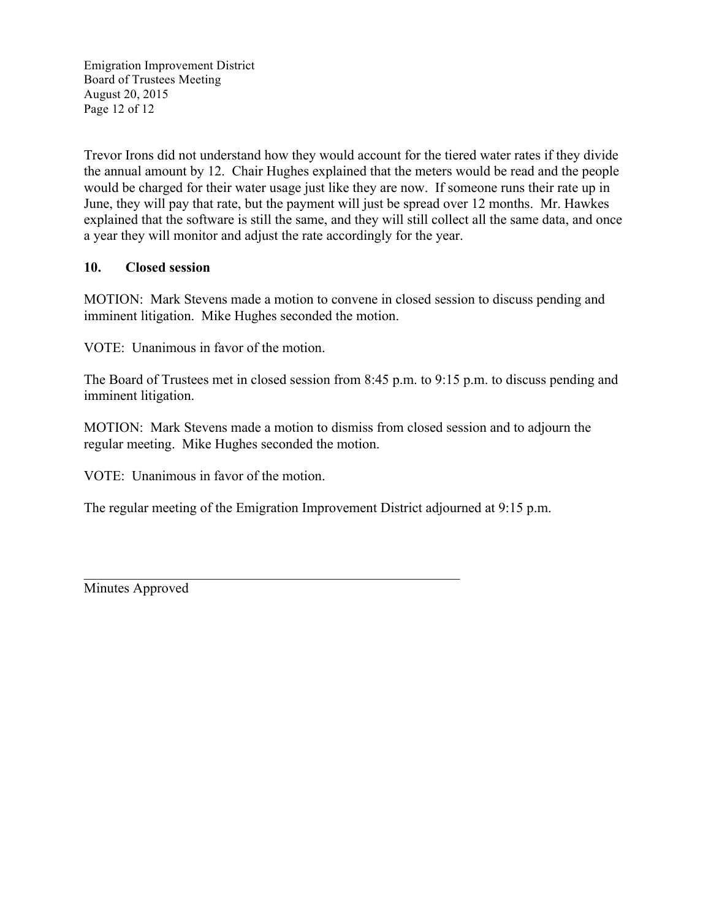Trevor Irons did not understand how they would account for the tiered water rates if they divide the annual amount by 12. Chair Hughes explained that the meters would be read and the people would be charged for their water usage just like they are now. If someone runs their rate up in June, they will pay that rate, but the payment will just be spread over 12 months. Mr. Hawkes explained that the software is still the same, and they will still collect all the same data, and once a year they will monitor and adjust the rate accordingly for the year.

## 10. Closed session

MOTION: Mark Stevens made a motion to convene in closed session to discuss pending and imminent litigation. Mike Hughes seconded the motion.

VOTE: Unanimous in favor of the motion.

The Board of Trustees met in closed session from 8:45 p.m. to 9:15 p.m. to discuss pending and imminent litigation.

MOTION: Mark Stevens made a motion to dismiss from closed session and to adjourn the regular meeting. Mike Hughes seconded the motion.

VOTE: Unanimous in favor of the motion.

The regular meeting of the Emigration Improvement District adjourned at 9:15 p.m.

\_\_\_\_\_\_\_\_\_\_\_\_\_\_\_\_\_\_\_\_\_\_\_\_\_\_\_\_\_\_\_\_\_\_\_\_\_\_\_\_\_\_\_\_\_\_\_\_\_\_\_\_

Minutes Approved